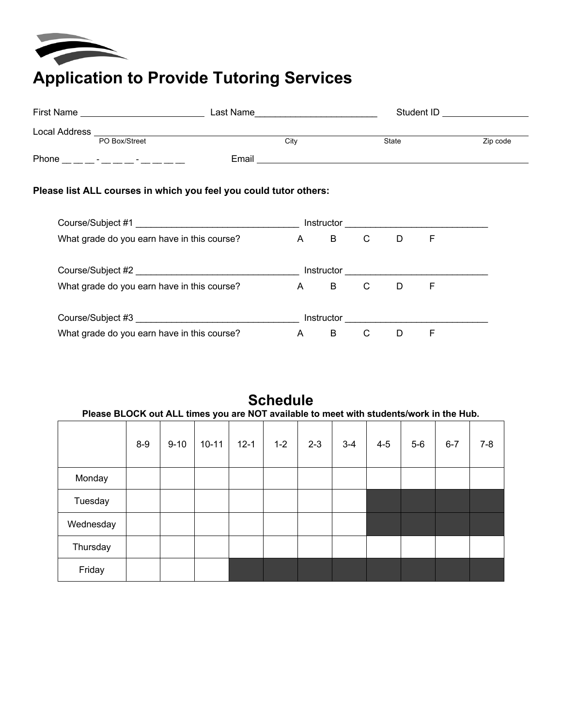# Application to Provide Tutoring Services

First Name ________________________ Last Name________________________ Student ID _________________

Local Address ______________________________________________________________________________
PO Box/Street City State Zip code

Phone __ __ __ - __ __ __ - __ __ __ __ Email ________________________________________________

**Please list ALL courses in which you feel you could tutor others:**

Course/Subject #1 ________________________________ Instructor ____________________________
What grade do you earn have in this course? A B C D F

Course/Subject #2 ________________________________ Instructor ____________________________
What grade do you earn have in this course? A B C D F

Course/Subject #3 ________________________________ Instructor ____________________________
What grade do you earn have in this course? A B C D F

## Schedule

**Please BLOCK out ALL times you are NOT available to meet with students/work in the Hub.**

| | 8-9 | 9-10 | 10-11 | 12-1 | 1-2 | 2-3 | 3-4 | 4-5 | 5-6 | 6-7 | 7-8 |
|---|---|---|---|---|---|---|---|---|---|---|---|
| Monday | | | | | | | | | | | |
| Tuesday | | | | | | | | ■ | ■ | ■ | ■ |
| Wednesday | | | | | | | | ■ | ■ | ■ | ■ |
| Thursday | | | | | | | | | | | |
| Friday | | | | ■ | ■ | ■ | ■ | ■ | ■ | ■ | ■ |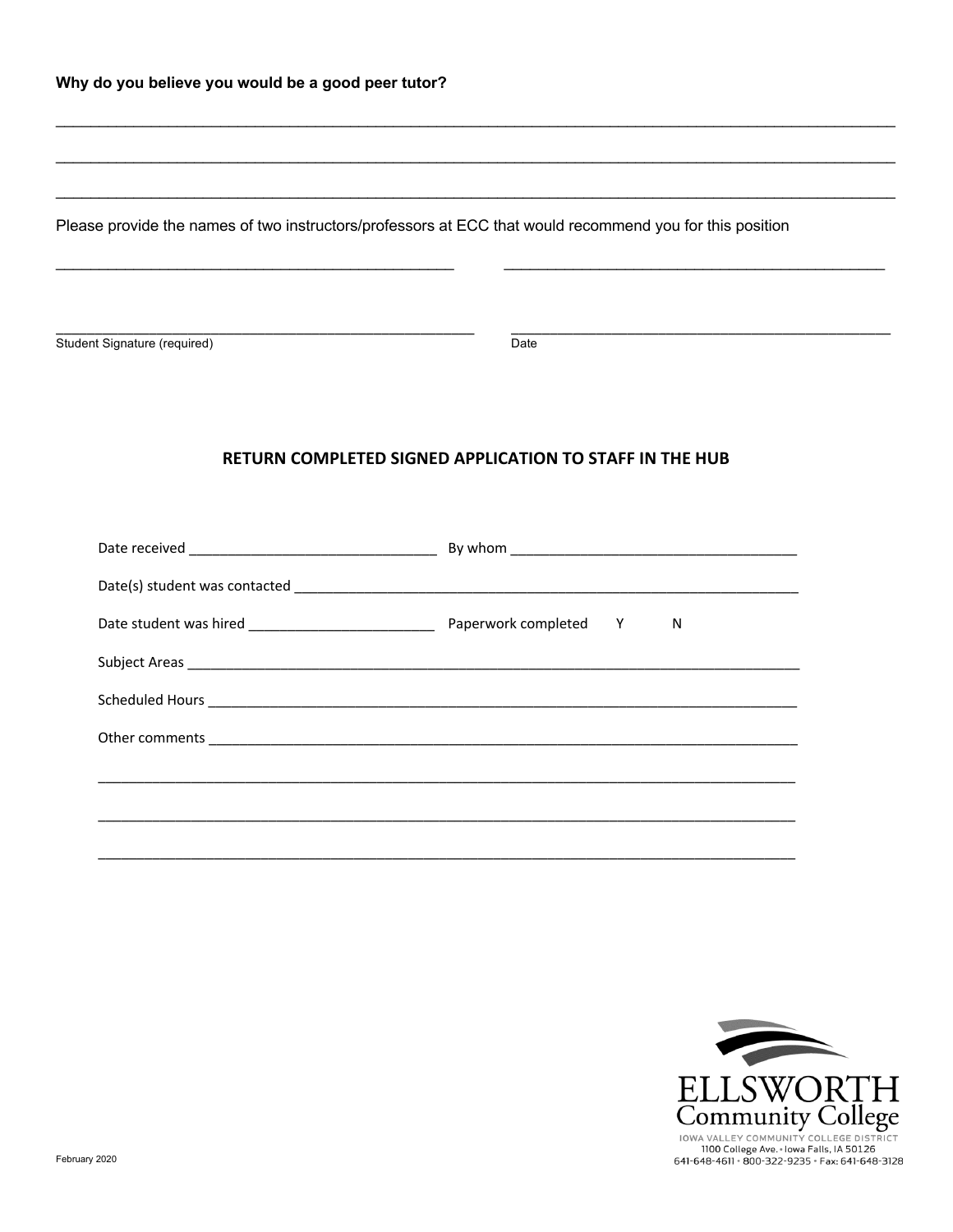**Why do you believe you would be a good peer tutor?**

_______________________________________________________________________________________

_______________________________________________________________________________________

_______________________________________________________________________________________

Please provide the names of two instructors/professors at ECC that would recommend you for this position

________________________________________ ________________________________________

________________________________________ ________________________________________

Student Signature (required) Date

**RETURN COMPLETED SIGNED APPLICATION TO STAFF IN THE HUB**

Date received ______________________________ By whom ______________________________

Date(s) student was contacted ____________________________________________________

Date student was hired ______________________ Paperwork completed Y N

Subject Areas ____________________________________________________________

Scheduled Hours __________________________________________________________

Other comments ___________________________________________________________

_______________________________________________________________________________

_______________________________________________________________________________

_______________________________________________________________________________

ELLSWORTH
Community College
IOWA VALLEY COMMUNITY COLLEGE DISTRICT
1100 College Ave. • Iowa Falls, IA 50126
641-648-4611 • 800-322-9235 • Fax: 641-648-3128

February 2020